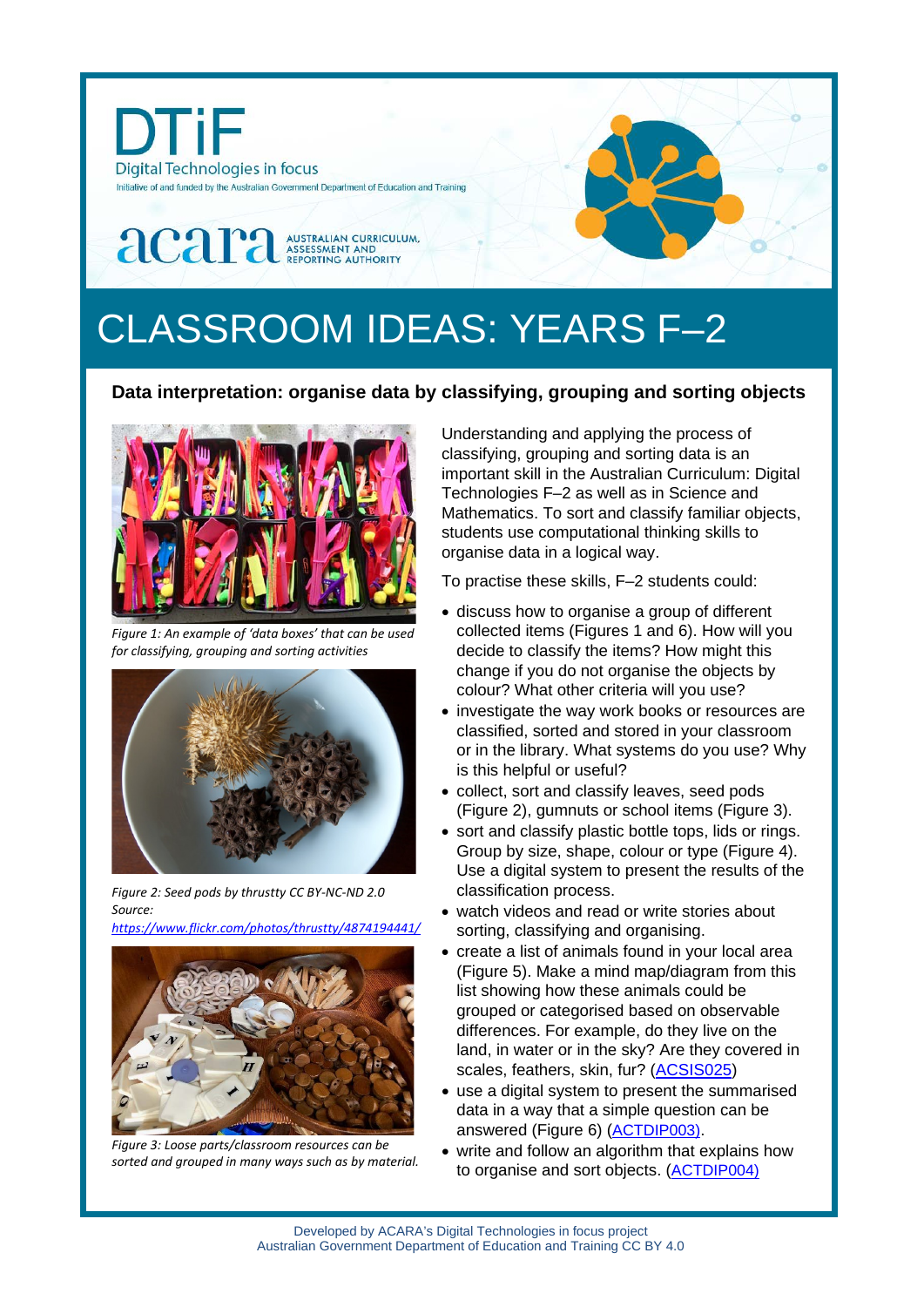DTiF

Digital Technologies in focus

Initiative of and funded by the Australian Government Department of Education and Training

acara AUSTRALIAN CURRICULUM, ASSESSMENT AND REPORTING AUTHORITY

# CLASSROOM IDEAS: YEARS F–2

## Data interpretation: organise data by classifying, grouping and sorting objects

*Figure 1: An example of 'data boxes' that can be used for classifying, grouping and sorting activities*

*Figure 2: Seed pods by thrustty CC BY-NC-ND 2.0 Source: https://www.flickr.com/photos/thrustty/4874194441/*

*Figure 3: Loose parts/classroom resources can be sorted and grouped in many ways such as by material.*

Understanding and applying the process of classifying, grouping and sorting data is an important skill in the Australian Curriculum: Digital Technologies F–2 as well as in Science and Mathematics. To sort and classify familiar objects, students use computational thinking skills to organise data in a logical way.

To practise these skills, F–2 students could:

- discuss how to organise a group of different collected items (Figures 1 and 6). How will you decide to classify the items? How might this change if you do not organise the objects by colour? What other criteria will you use?
- investigate the way work books or resources are classified, sorted and stored in your classroom or in the library. What systems do you use? Why is this helpful or useful?
- collect, sort and classify leaves, seed pods (Figure 2), gumnuts or school items (Figure 3).
- sort and classify plastic bottle tops, lids or rings. Group by size, shape, colour or type (Figure 4). Use a digital system to present the results of the classification process.
- watch videos and read or write stories about sorting, classifying and organising.
- create a list of animals found in your local area (Figure 5). Make a mind map/diagram from this list showing how these animals could be grouped or categorised based on observable differences. For example, do they live on the land, in water or in the sky? Are they covered in scales, feathers, skin, fur? (ACSIS025)
- use a digital system to present the summarised data in a way that a simple question can be answered (Figure 6) (ACTDIP003).
- write and follow an algorithm that explains how to organise and sort objects. (ACTDIP004)

Developed by ACARA's Digital Technologies in focus project
Australian Government Department of Education and Training CC BY 4.0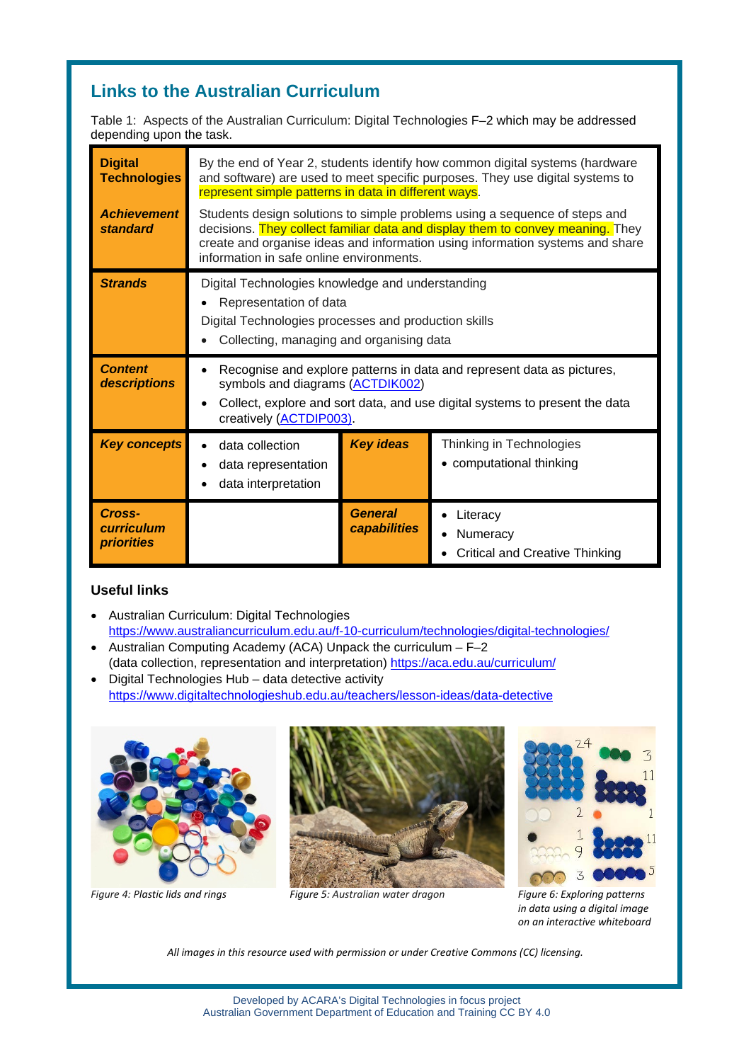## Links to the Australian Curriculum

Table 1: Aspects of the Australian Curriculum: Digital Technologies F–2 which may be addressed depending upon the task.

| | | | |
|---|---|---|---|
| **Digital Technologies** ***Achievement standard*** | By the end of Year 2, students identify how common digital systems (hardware and software) are used to meet specific purposes. They use digital systems to represent simple patterns in data in different ways. Students design solutions to simple problems using a sequence of steps and decisions. They collect familiar data and display them to convey meaning. They create and organise ideas and information using information systems and share information in safe online environments. | | |
| ***Strands*** | Digital Technologies knowledge and understanding<br>• Representation of data<br>Digital Technologies processes and production skills<br>• Collecting, managing and organising data | | |
| ***Content descriptions*** | • Recognise and explore patterns in data and represent data as pictures, symbols and diagrams ([ACTDIK002](ACTDIK002))<br>• Collect, explore and sort data, and use digital systems to present the data creatively ([ACTDIP003](ACTDIP003)). | | |
| ***Key concepts*** | • data collection<br>• data representation<br>• data interpretation | ***Key ideas*** | Thinking in Technologies<br>• computational thinking |
| ***Cross-curriculum priorities*** | | ***General capabilities*** | • Literacy<br>• Numeracy<br>• Critical and Creative Thinking |

### Useful links

- Australian Curriculum: Digital Technologies https://www.australiancurriculum.edu.au/f-10-curriculum/technologies/digital-technologies/
- Australian Computing Academy (ACA) Unpack the curriculum – F–2 (data collection, representation and interpretation) https://aca.edu.au/curriculum/
- Digital Technologies Hub – data detective activity https://www.digitaltechnologieshub.edu.au/teachers/lesson-ideas/data-detective

*Figure 4: Plastic lids and rings*

*Figure 5: Australian water dragon*

*Figure 6: Exploring patterns in data using a digital image on an interactive whiteboard*

*All images in this resource used with permission or under Creative Commons (CC) licensing.*

Developed by ACARA's Digital Technologies in focus project
Australian Government Department of Education and Training CC BY 4.0